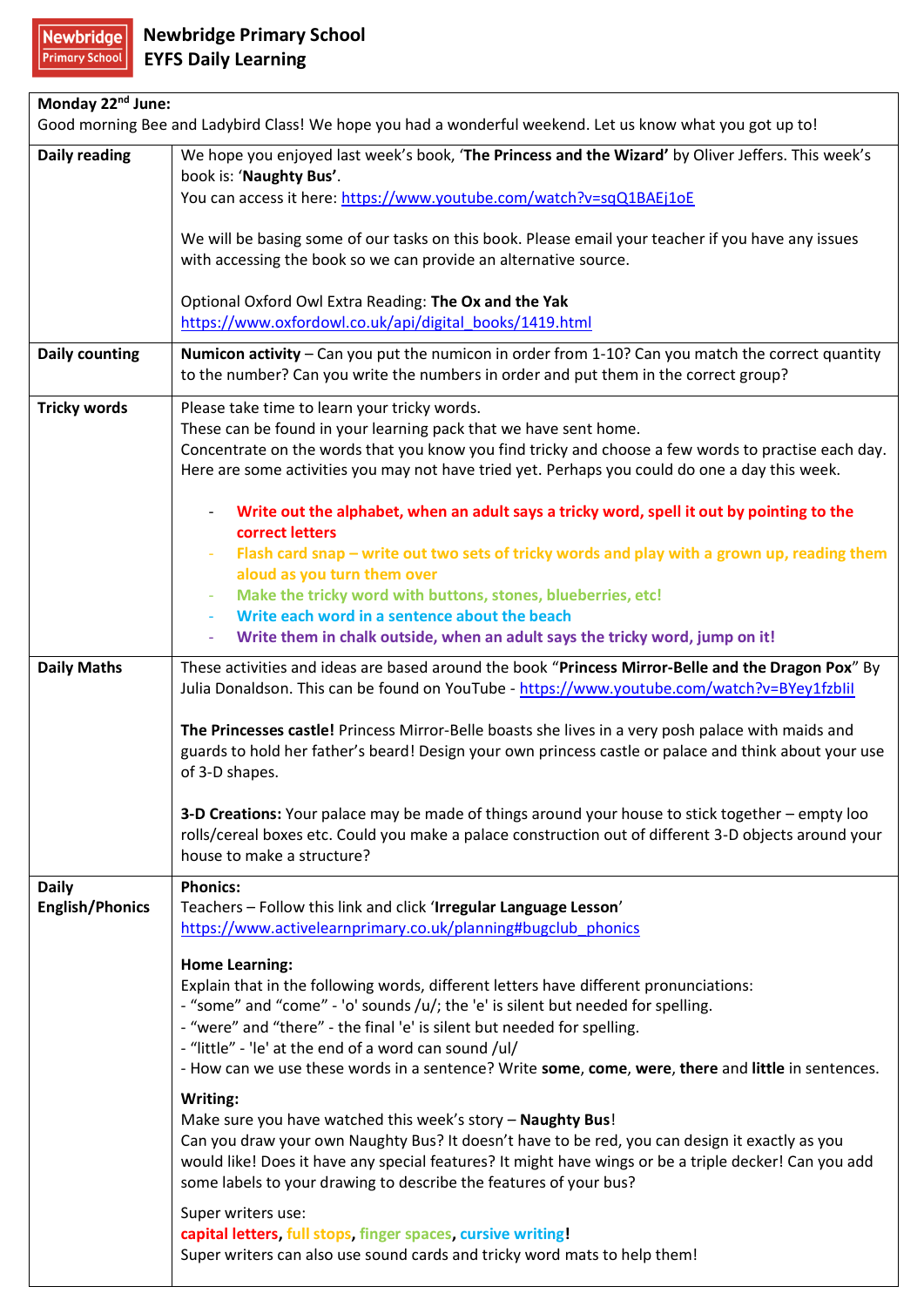# Newbridge Primary School
## EYFS Daily Learning

| **Monday 22nd June:**<br>Good morning Bee and Ladybird Class! We hope you had a wonderful weekend. Let us know what you got up to! | |
|---|---|
| **Daily reading** | We hope you enjoyed last week's book, '**The Princess and the Wizard'** by Oliver Jeffers. This week's book is: '**Naughty Bus'**.<br>You can access it here: https://www.youtube.com/watch?v=sqQ1BAEj1oE<br><br>We will be basing some of our tasks on this book. Please email your teacher if you have any issues with accessing the book so we can provide an alternative source.<br><br>Optional Oxford Owl Extra Reading: **The Ox and the Yak**<br>https://www.oxfordowl.co.uk/api/digital_books/1419.html |
| **Daily counting** | **Numicon activity** – Can you put the numicon in order from 1-10? Can you match the correct quantity to the number? Can you write the numbers in order and put them in the correct group? |
| **Tricky words** | Please take time to learn your tricky words.<br>These can be found in your learning pack that we have sent home.<br>Concentrate on the words that you know you find tricky and choose a few words to practise each day. Here are some activities you may not have tried yet. Perhaps you could do one a day this week.<br><br>- **Write out the alphabet, when an adult says a tricky word, spell it out by pointing to the correct letters**<br>- **Flash card snap – write out two sets of tricky words and play with a grown up, reading them aloud as you turn them over**<br>- **Make the tricky word with buttons, stones, blueberries, etc!**<br>- **Write each word in a sentence about the beach**<br>- **Write them in chalk outside, when an adult says the tricky word, jump on it!** |
| **Daily Maths** | These activities and ideas are based around the book "**Princess Mirror-Belle and the Dragon Pox**" By Julia Donaldson. This can be found on YouTube - https://www.youtube.com/watch?v=BYey1fzblil<br><br>**The Princesses castle!** Princess Mirror-Belle boasts she lives in a very posh palace with maids and guards to hold her father's beard! Design your own princess castle or palace and think about your use of 3-D shapes.<br><br>**3-D Creations:** Your palace may be made of things around your house to stick together – empty loo rolls/cereal boxes etc. Could you make a palace construction out of different 3-D objects around your house to make a structure? |
| **Daily English/Phonics** | **Phonics:**<br>Teachers – Follow this link and click '**Irregular Language Lesson**'<br>https://www.activelearnprimary.co.uk/planning#bugclub_phonics<br><br>**Home Learning:**<br>Explain that in the following words, different letters have different pronunciations:<br>- "some" and "come" - 'o' sounds /u/; the 'e' is silent but needed for spelling.<br>- "were" and "there" - the final 'e' is silent but needed for spelling.<br>- "little" - 'le' at the end of a word can sound /ul/<br>- How can we use these words in a sentence? Write **some**, **come**, **were**, **there** and **little** in sentences.<br><br>**Writing:**<br>Make sure you have watched this week's story – **Naughty Bus**!<br>Can you draw your own Naughty Bus? It doesn't have to be red, you can design it exactly as you would like! Does it have any special features? It might have wings or be a triple decker! Can you add some labels to your drawing to describe the features of your bus?<br><br>Super writers use:<br>**capital letters**, **full stops**, **finger spaces**, **cursive writing**!<br>Super writers can also use sound cards and tricky word mats to help them! |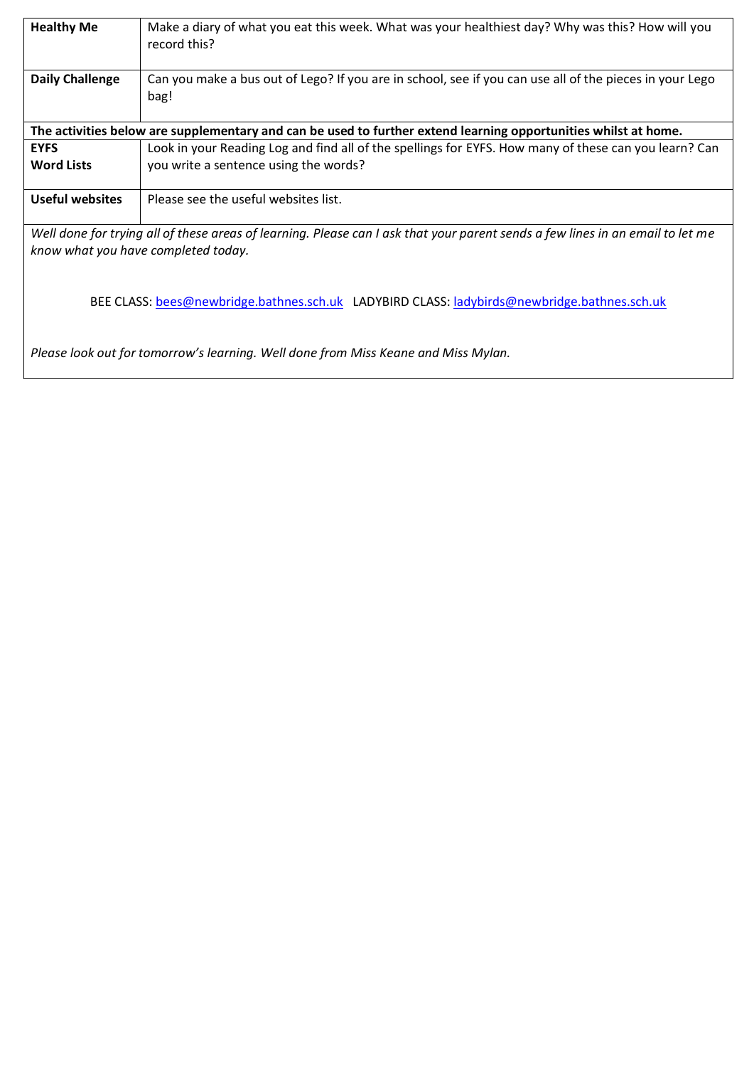| | |
|---|---|
| **Healthy Me** | Make a diary of what you eat this week. What was your healthiest day? Why was this? How will you record this? |
| **Daily Challenge** | Can you make a bus out of Lego? If you are in school, see if you can use all of the pieces in your Lego bag! |
| **The activities below are supplementary and can be used to further extend learning opportunities whilst at home.** | |
| **EYFS Word Lists** | Look in your Reading Log and find all of the spellings for EYFS. How many of these can you learn? Can you write a sentence using the words? |
| **Useful websites** | Please see the useful websites list. |

*Well done for trying all of these areas of learning. Please can I ask that your parent sends a few lines in an email to let me know what you have completed today.*

BEE CLASS: bees@newbridge.bathnes.sch.uk LADYBIRD CLASS: ladybirds@newbridge.bathnes.sch.uk

*Please look out for tomorrow's learning. Well done from Miss Keane and Miss Mylan.*